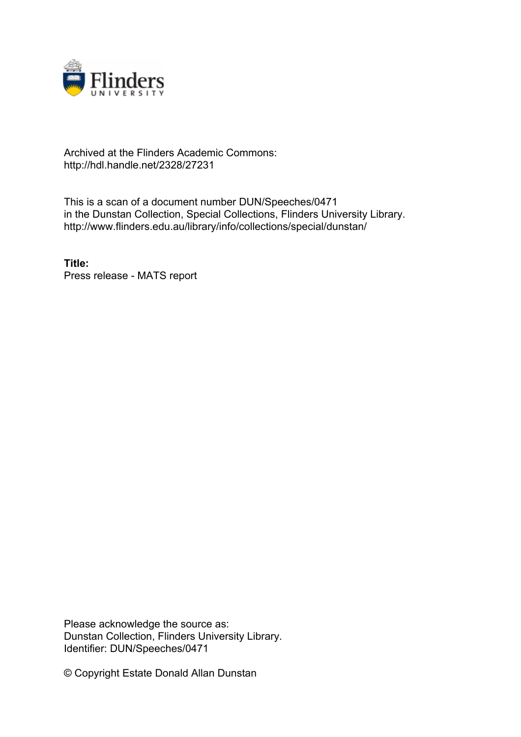Archived at the Flinders Academic Commons:
http://hdl.handle.net/2328/27231

This is a scan of a document number DUN/Speeches/0471
in the Dunstan Collection, Special Collections, Flinders University Library.
http://www.flinders.edu.au/library/info/collections/special/dunstan/

**Title:**
Press release - MATS report

Please acknowledge the source as:
Dunstan Collection, Flinders University Library.
Identifier: DUN/Speeches/0471

© Copyright Estate Donald Allan Dunstan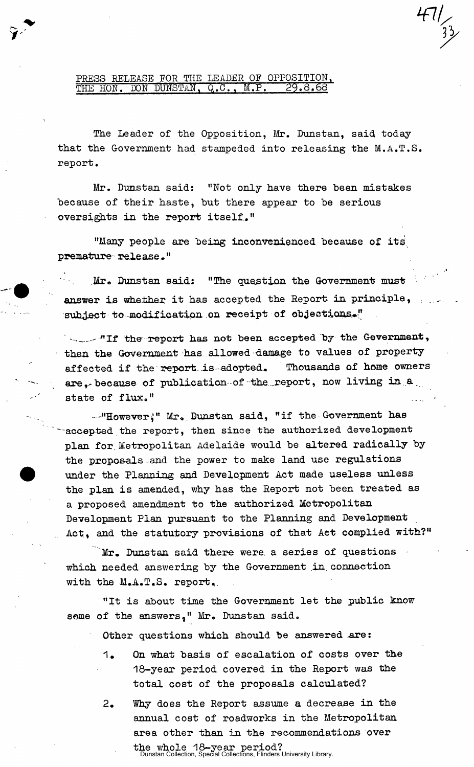PRESS RELEASE FOR THE LEADER OF OPPOSITION, THE HON. DON DUNSTAN, Q.C., M.P. 29.8.68

The Leader of the Opposition, Mr. Dunstan, said today that the Government had stampeded into releasing the M.A.T.S. report.

Mr. Dunstan said: "Not only have there been mistakes because of their haste, but there appear to be serious oversights in the report itself."

"Many people are being inconvenienced because of its premature release."

Mr. Dunstan said: "The question the Government must answer is whether it has accepted the Report in principle, subject to modification on receipt of objections."

"If the report has not been accepted by the Government, then the Government has allowed damage to values of property affected if the report is adopted. Thousands of home owners are, because of publication of the report, now living in a state of flux."

"However," Mr. Dunstan said, "if the Government has accepted the report, then since the authorized development plan for Metropolitan Adelaide would be altered radically by the proposals and the power to make land use regulations under the Planning and Development Act made useless unless the plan is amended, why has the Report not been treated as a proposed amendment to the authorized Metropolitan Development Plan pursuant to the Planning and Development Act, and the statutory provisions of that Act complied with?"

Mr. Dunstan said there were a series of questions which needed answering by the Government in connection with the M.A.T.S. report.

"It is about time the Government let the public know some of the answers," Mr. Dunstan said.

Other questions which should be answered are:

1. On what basis of escalation of costs over the 18-year period covered in the Report was the total cost of the proposals calculated?

2. Why does the Report assume a decrease in the annual cost of roadworks in the Metropolitan area other than in the recommendations over the whole 18-year period?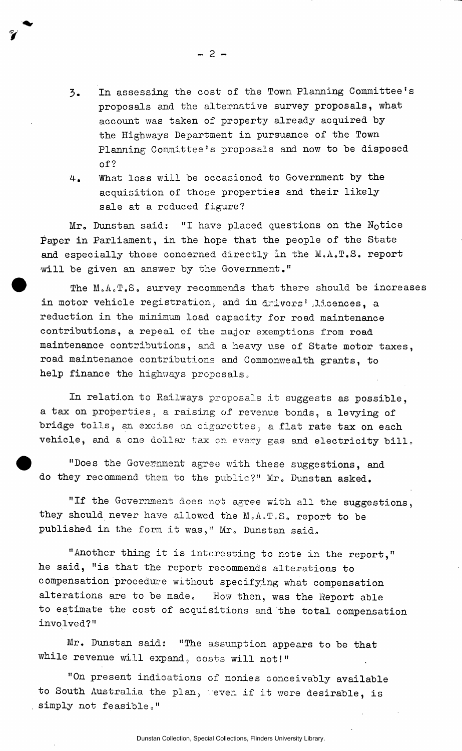3. In assessing the cost of the Town Planning Committee's proposals and the alternative survey proposals, what account was taken of property already acquired by the Highways Department in pursuance of the Town Planning Committee's proposals and now to be disposed of?
4. What loss will be occasioned to Government by the acquisition of those properties and their likely sale at a reduced figure?

Mr. Dunstan said: "I have placed questions on the Notice Paper in Parliament, in the hope that the people of the State and especially those concerned directly in the M.A.T.S. report will be given an answer by the Government."

The M.A.T.S. survey recommends that there should be increases in motor vehicle registration, and in drivers' licences, a reduction in the minimum load capacity for road maintenance contributions, a repeal of the major exemptions from road maintenance contributions, and a heavy use of State motor taxes, road maintenance contributions and Commonwealth grants, to help finance the highways proposals.

In relation to Railways proposals it suggests as possible, a tax on properties, a raising of revenue bonds, a levying of bridge tolls, an excise on cigarettes, a flat rate tax on each vehicle, and a one dollar tax on every gas and electricity bill.

"Does the Government agree with these suggestions, and do they recommend them to the public?" Mr. Dunstan asked.

"If the Government does not agree with all the suggestions, they should never have allowed the M.A.T.S. report to be published in the form it was," Mr. Dunstan said.

"Another thing it is interesting to note in the report," he said, "is that the report recommends alterations to compensation procedure without specifying what compensation alterations are to be made. How then, was the Report able to estimate the cost of acquisitions and the total compensation involved?"

Mr. Dunstan said: "The assumption appears to be that while revenue will expand, costs will not!"

"On present indications of monies conceivably available to South Australia the plan, even if it were desirable, is simply not feasible."

Dunstan Collection, Special Collections, Flinders University Library.